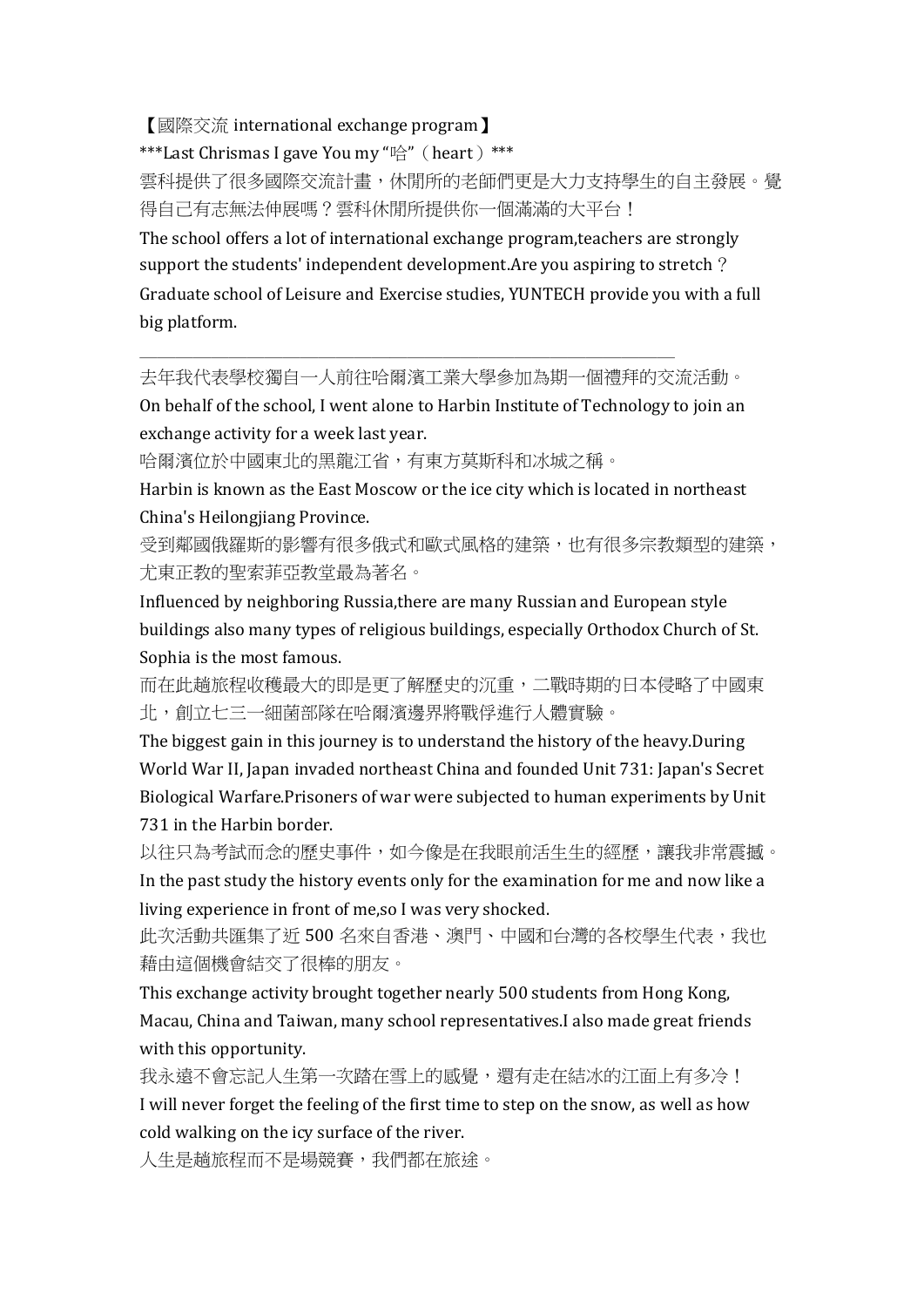【國際交流 international exchange program】

***Last Chrismas I gave You my "哈"（heart）***

雲科提供了很多國際交流計畫，休閒所的老師們更是大力支持學生的自主發展。覺得自己有志無法伸展嗎？雲科休閒所提供你一個滿滿的大平台！

The school offers a lot of international exchange program,teachers are strongly support the students' independent development.Are you aspiring to stretch？Graduate school of Leisure and Exercise studies, YUNTECH provide you with a full big platform.

---

去年我代表學校獨自一人前往哈爾濱工業大學參加為期一個禮拜的交流活動。

On behalf of the school, I went alone to Harbin Institute of Technology to join an exchange activity for a week last year.

哈爾濱位於中國東北的黑龍江省，有東方莫斯科和冰城之稱。

Harbin is known as the East Moscow or the ice city which is located in northeast China's Heilongjiang Province.

受到鄰國俄羅斯的影響有很多俄式和歐式風格的建築，也有很多宗教類型的建築，尤東正教的聖索菲亞教堂最為著名。

Influenced by neighboring Russia,there are many Russian and European style buildings also many types of religious buildings, especially Orthodox Church of St. Sophia is the most famous.

而在此趟旅程收穫最大的即是更了解歷史的沉重，二戰時期的日本侵略了中國東北，創立七三一細菌部隊在哈爾濱邊界將戰俘進行人體實驗。

The biggest gain in this journey is to understand the history of the heavy.During World War II, Japan invaded northeast China and founded Unit 731: Japan's Secret Biological Warfare.Prisoners of war were subjected to human experiments by Unit 731 in the Harbin border.

以往只為考試而念的歷史事件，如今像是在我眼前活生生的經歷，讓我非常震撼。

In the past study the history events only for the examination for me and now like a living experience in front of me,so I was very shocked.

此次活動共匯集了近 500 名來自香港、澳門、中國和台灣的各校學生代表，我也藉由這個機會結交了很棒的朋友。

This exchange activity brought together nearly 500 students from Hong Kong, Macau, China and Taiwan, many school representatives.I also made great friends with this opportunity.

我永遠不會忘記人生第一次踏在雪上的感覺，還有走在結冰的江面上有多冷！

I will never forget the feeling of the first time to step on the snow, as well as how cold walking on the icy surface of the river.

人生是趟旅程而不是場競賽，我們都在旅途。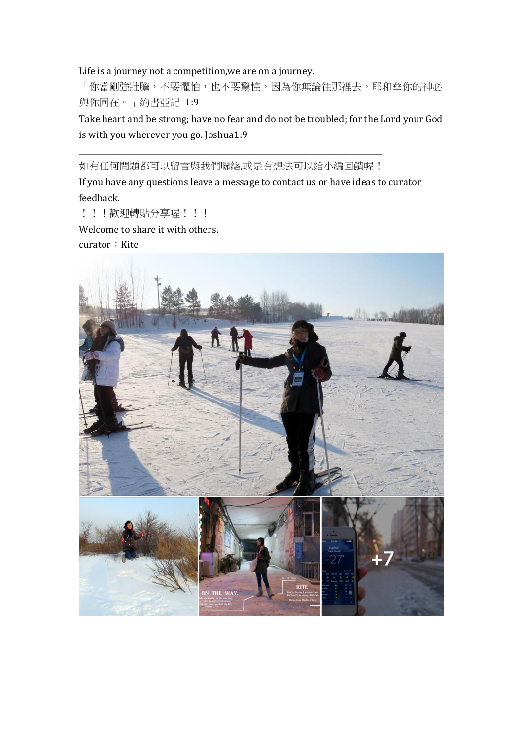Life is a journey not a competition,we are on a journey.

「你當剛強壯膽，不要懼怕，也不要驚惶，因為你無論往那裡去，耶和華你的神必與你同在。」約書亞記 1:9

Take heart and be strong; have no fear and do not be troubled; for the Lord your God is with you wherever you go. Joshua1:9

---

如有任何問題都可以留言與我們聯絡,或是有想法可以給小編回饋喔！

If you have any questions leave a message to contact us or have ideas to curator feedback.

！！！歡迎轉貼分享喔！！！

Welcome to share it with others.

curator：Kite